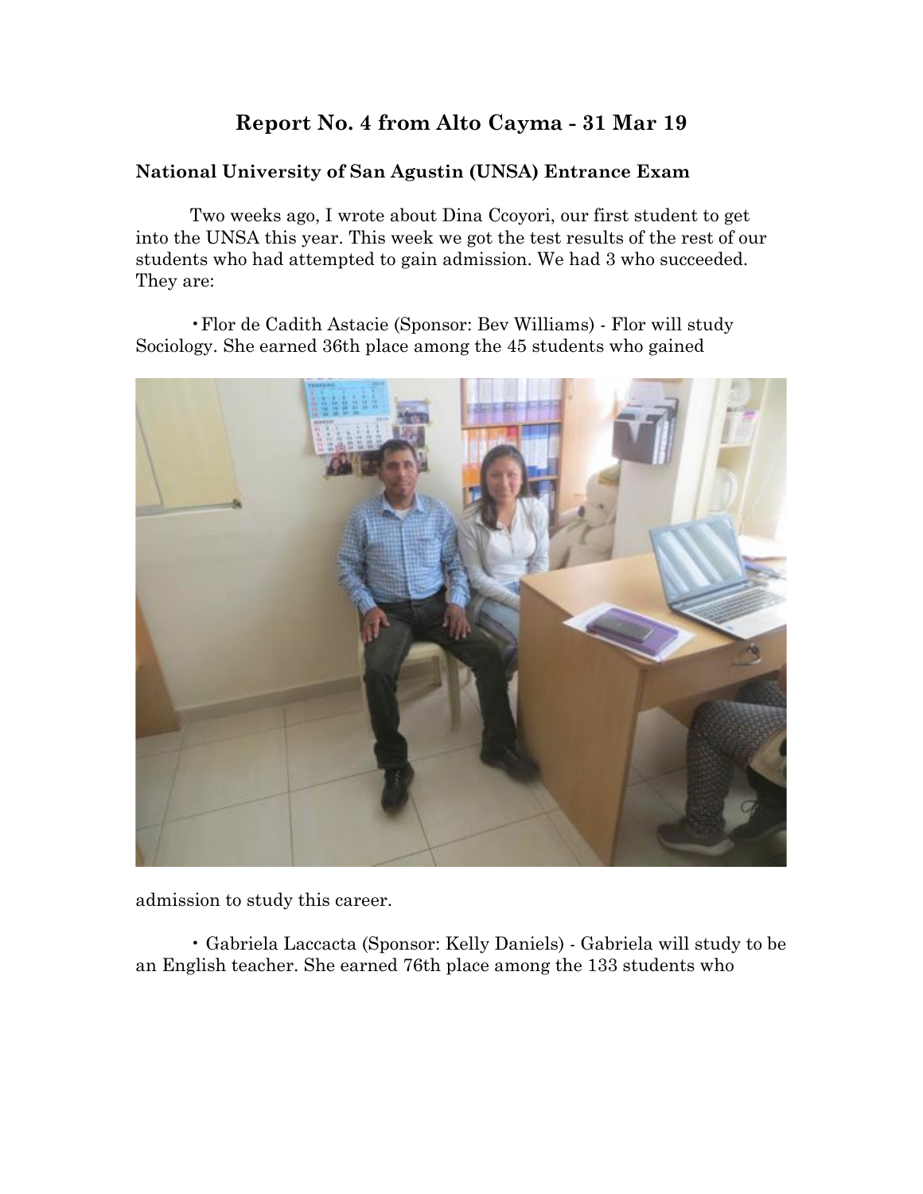# Report No. 4 from Alto Cayma - 31 Mar 19

### National University of San Agustin (UNSA) Entrance Exam

Two weeks ago, I wrote about Dina Ccoyori, our first student to get into the UNSA this year. This week we got the test results of the rest of our students who had attempted to gain admission. We had 3 who succeeded. They are:

- Flor de Cadith Astacie (Sponsor: Bev Williams) - Flor will study Sociology. She earned 36th place among the 45 students who gained admission to study this career.

- Gabriela Laccacta (Sponsor: Kelly Daniels) - Gabriela will study to be an English teacher. She earned 76th place among the 133 students who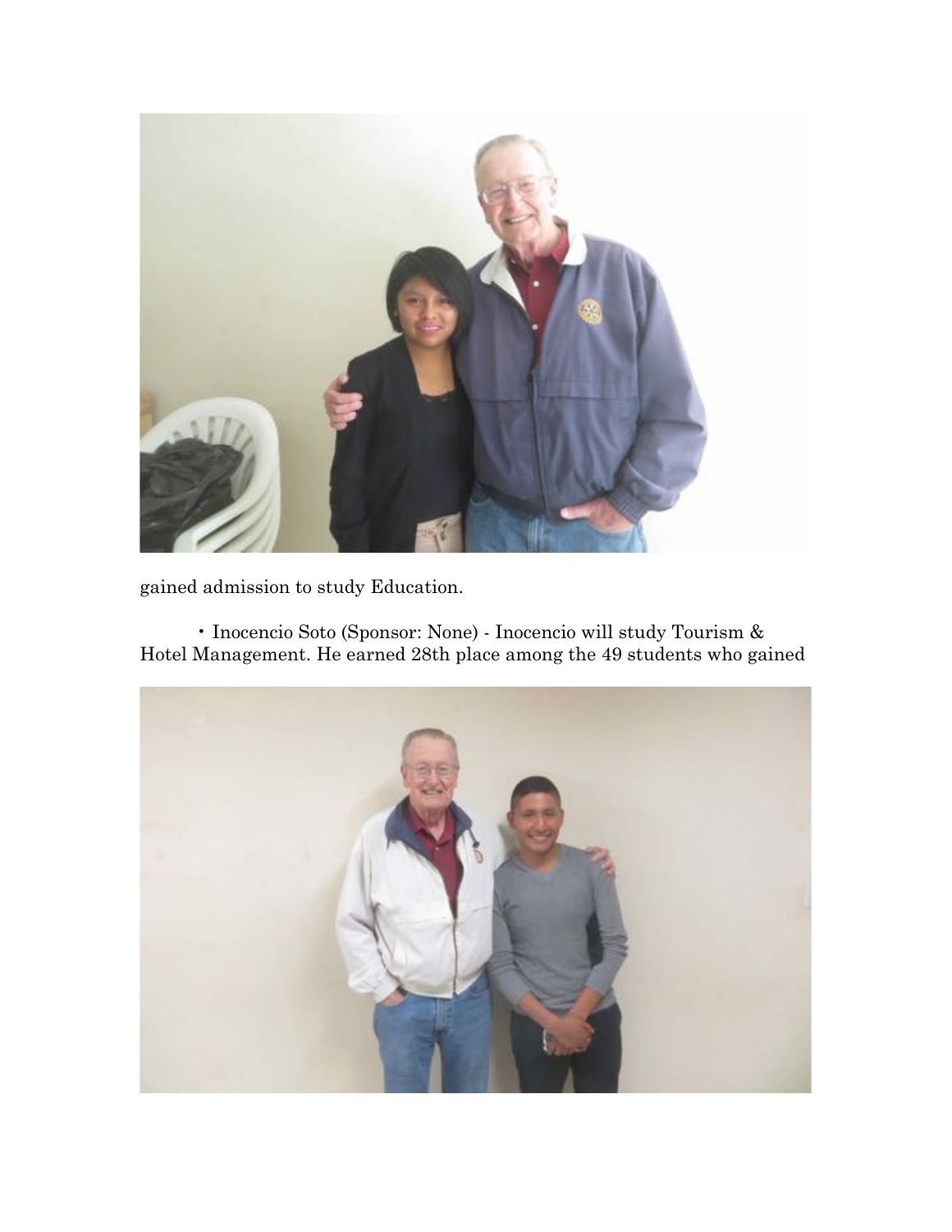gained admission to study Education.

- Inocencio Soto (Sponsor: None) - Inocencio will study Tourism & Hotel Management. He earned 28th place among the 49 students who gained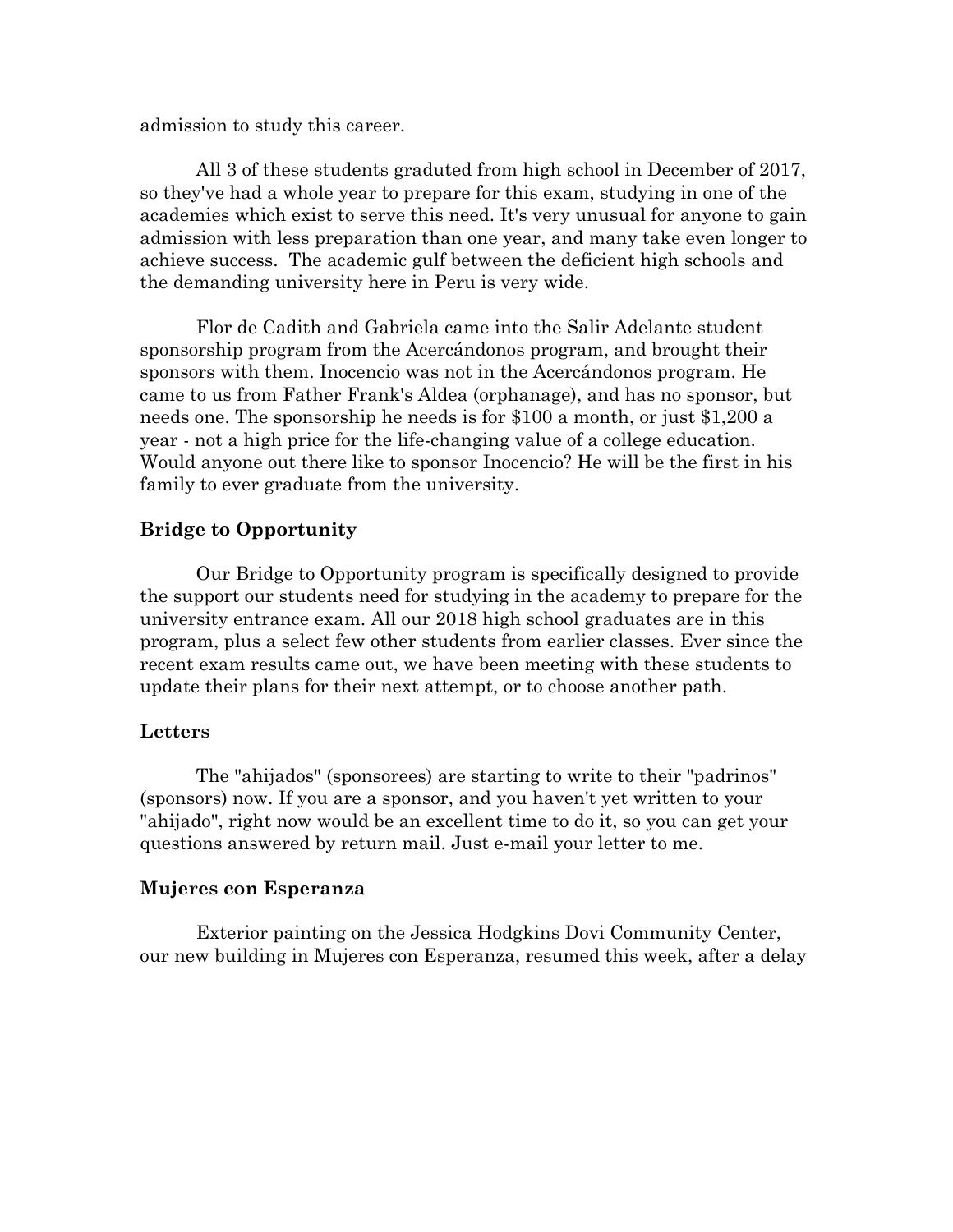admission to study this career.

All 3 of these students graduated from high school in December of 2017, so they've had a whole year to prepare for this exam, studying in one of the academies which exist to serve this need. It's very unusual for anyone to gain admission with less preparation than one year, and many take even longer to achieve success. The academic gulf between the deficient high schools and the demanding university here in Peru is very wide.

Flor de Cadith and Gabriela came into the Salir Adelante student sponsorship program from the Acercándonos program, and brought their sponsors with them. Inocencio was not in the Acercándonos program. He came to us from Father Frank's Aldea (orphanage), and has no sponsor, but needs one. The sponsorship he needs is for $100 a month, or just $1,200 a year - not a high price for the life-changing value of a college education. Would anyone out there like to sponsor Inocencio? He will be the first in his family to ever graduate from the university.

### Bridge to Opportunity

Our Bridge to Opportunity program is specifically designed to provide the support our students need for studying in the academy to prepare for the university entrance exam. All our 2018 high school graduates are in this program, plus a select few other students from earlier classes. Ever since the recent exam results came out, we have been meeting with these students to update their plans for their next attempt, or to choose another path.

### Letters

The "ahijados" (sponsorees) are starting to write to their "padrinos" (sponsors) now. If you are a sponsor, and you haven't yet written to your "ahijado", right now would be an excellent time to do it, so you can get your questions answered by return mail. Just e-mail your letter to me.

### Mujeres con Esperanza

Exterior painting on the Jessica Hodgkins Dovi Community Center, our new building in Mujeres con Esperanza, resumed this week, after a delay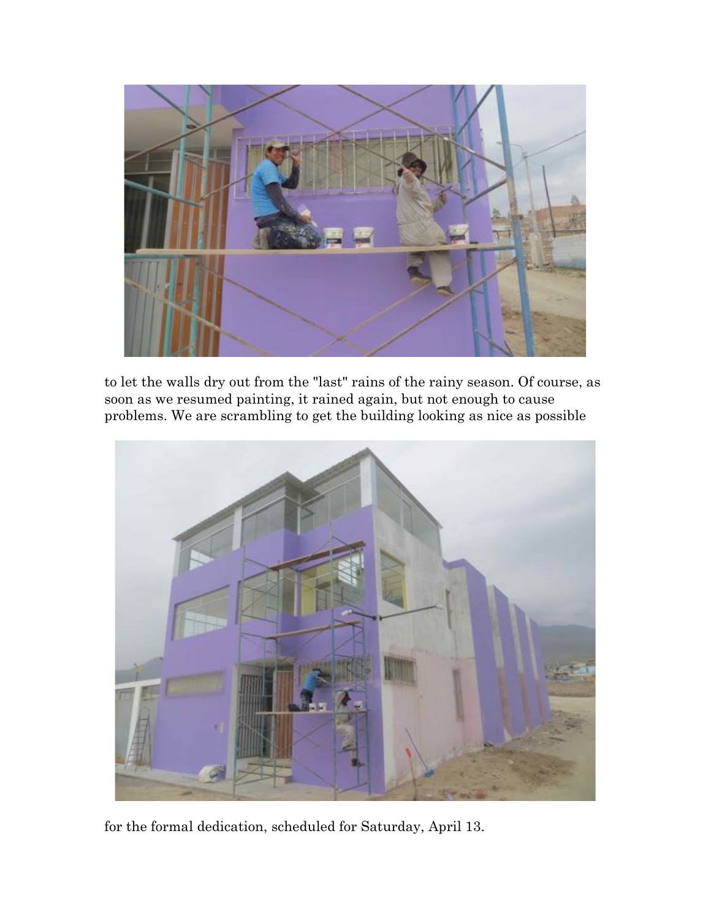to let the walls dry out from the "last" rains of the rainy season. Of course, as soon as we resumed painting, it rained again, but not enough to cause problems. We are scrambling to get the building looking as nice as possible

for the formal dedication, scheduled for Saturday, April 13.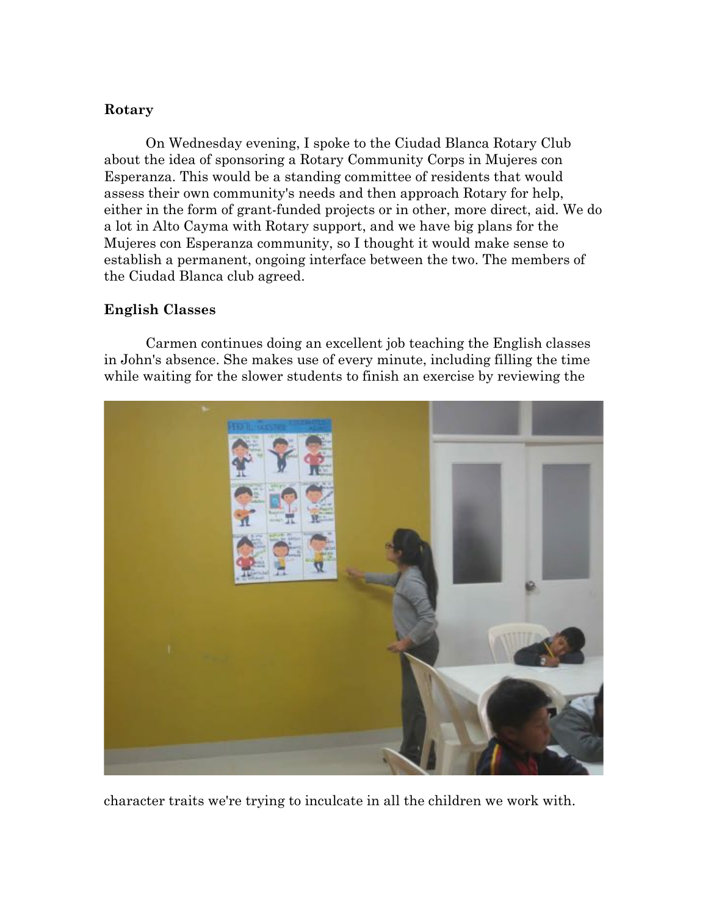**Rotary**

On Wednesday evening, I spoke to the Ciudad Blanca Rotary Club about the idea of sponsoring a Rotary Community Corps in Mujeres con Esperanza. This would be a standing committee of residents that would assess their own community's needs and then approach Rotary for help, either in the form of grant-funded projects or in other, more direct, aid. We do a lot in Alto Cayma with Rotary support, and we have big plans for the Mujeres con Esperanza community, so I thought it would make sense to establish a permanent, ongoing interface between the two. The members of the Ciudad Blanca club agreed.

**English Classes**

Carmen continues doing an excellent job teaching the English classes in John's absence. She makes use of every minute, including filling the time while waiting for the slower students to finish an exercise by reviewing the character traits we're trying to inculcate in all the children we work with.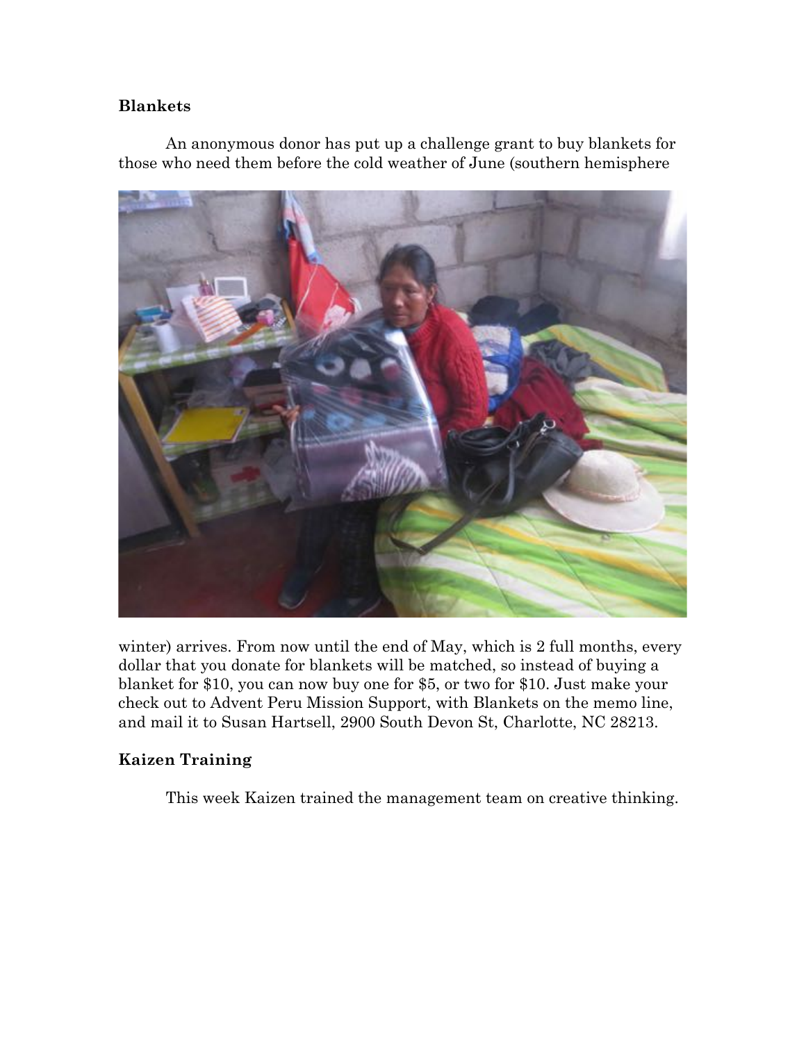**Blankets**

An anonymous donor has put up a challenge grant to buy blankets for those who need them before the cold weather of June (southern hemisphere winter) arrives. From now until the end of May, which is 2 full months, every dollar that you donate for blankets will be matched, so instead of buying a blanket for $10, you can now buy one for $5, or two for $10. Just make your check out to Advent Peru Mission Support, with Blankets on the memo line, and mail it to Susan Hartsell, 2900 South Devon St, Charlotte, NC 28213.

**Kaizen Training**

This week Kaizen trained the management team on creative thinking.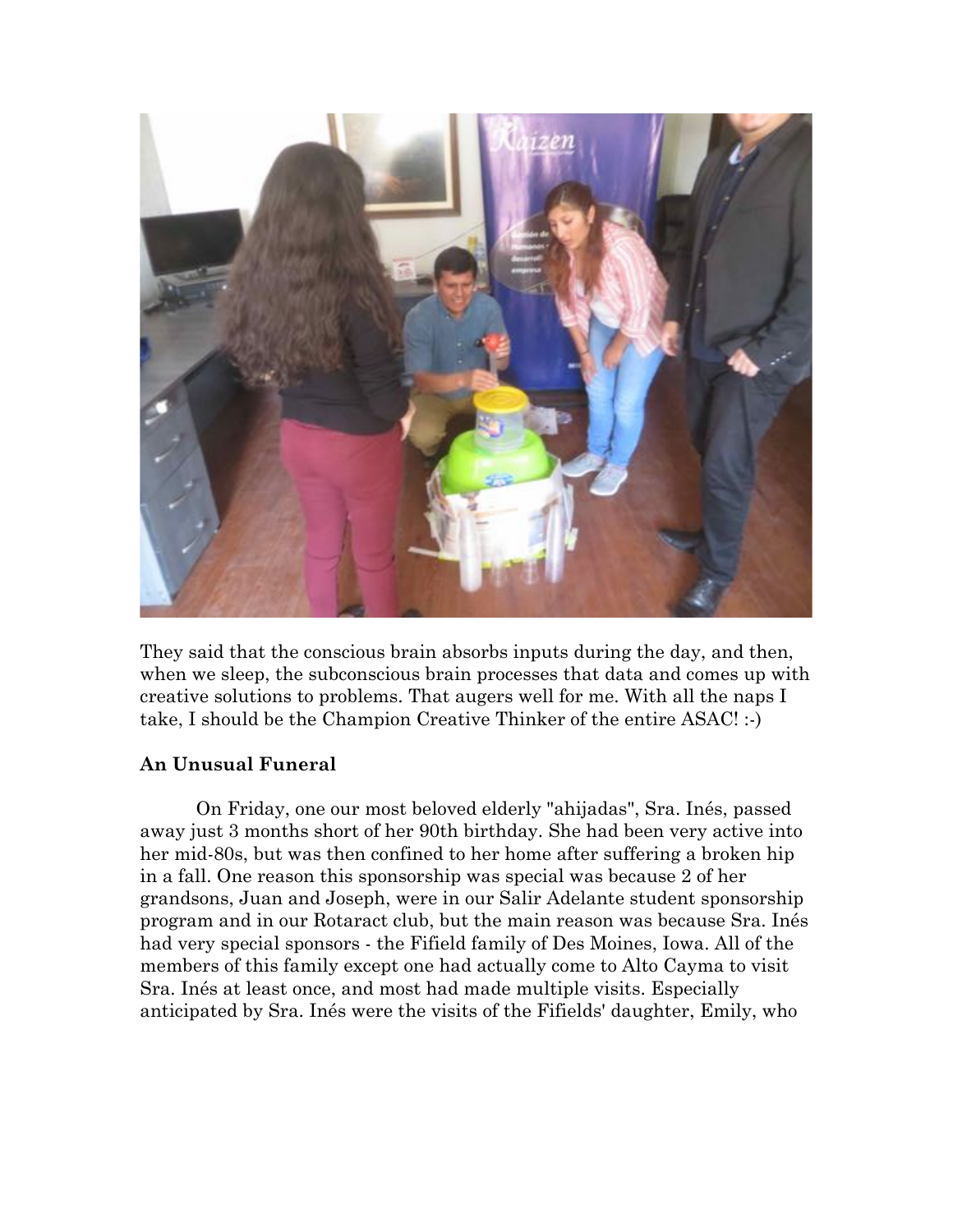They said that the conscious brain absorbs inputs during the day, and then, when we sleep, the subconscious brain processes that data and comes up with creative solutions to problems. That augers well for me. With all the naps I take, I should be the Champion Creative Thinker of the entire ASAC! :-)

**An Unusual Funeral**

On Friday, one our most beloved elderly "ahijadas", Sra. Inés, passed away just 3 months short of her 90th birthday. She had been very active into her mid-80s, but was then confined to her home after suffering a broken hip in a fall. One reason this sponsorship was special was because 2 of her grandsons, Juan and Joseph, were in our Salir Adelante student sponsorship program and in our Rotaract club, but the main reason was because Sra. Inés had very special sponsors - the Fifield family of Des Moines, Iowa. All of the members of this family except one had actually come to Alto Cayma to visit Sra. Inés at least once, and most had made multiple visits. Especially anticipated by Sra. Inés were the visits of the Fifields' daughter, Emily, who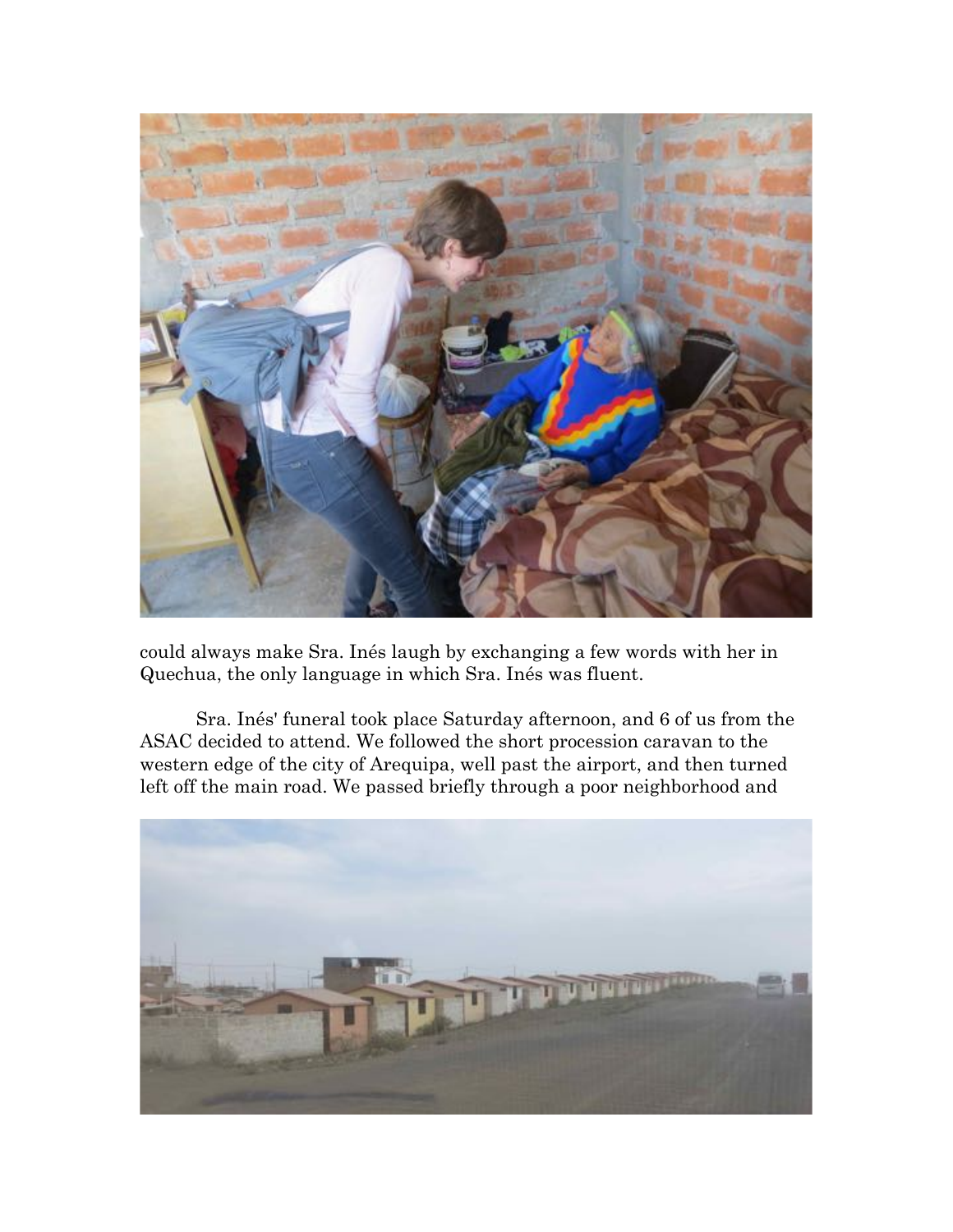could always make Sra. Inés laugh by exchanging a few words with her in Quechua, the only language in which Sra. Inés was fluent.

Sra. Inés' funeral took place Saturday afternoon, and 6 of us from the ASAC decided to attend. We followed the short procession caravan to the western edge of the city of Arequipa, well past the airport, and then turned left off the main road. We passed briefly through a poor neighborhood and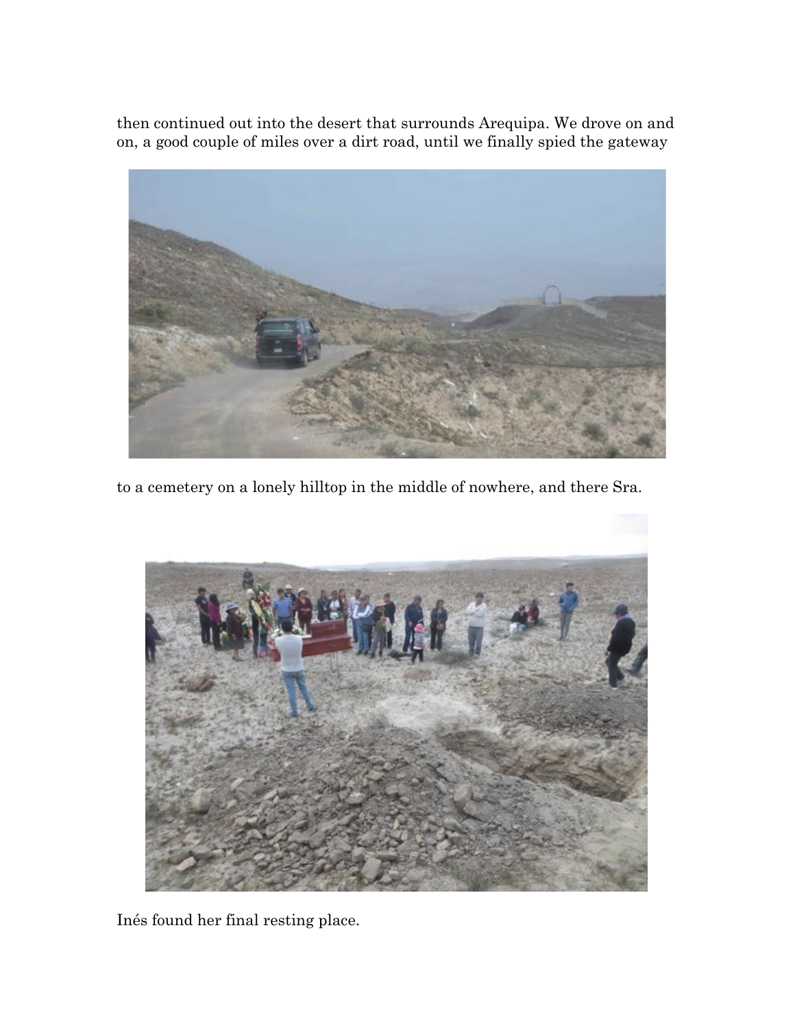then continued out into the desert that surrounds Arequipa. We drove on and on, a good couple of miles over a dirt road, until we finally spied the gateway

to a cemetery on a lonely hilltop in the middle of nowhere, and there Sra.

Inés found her final resting place.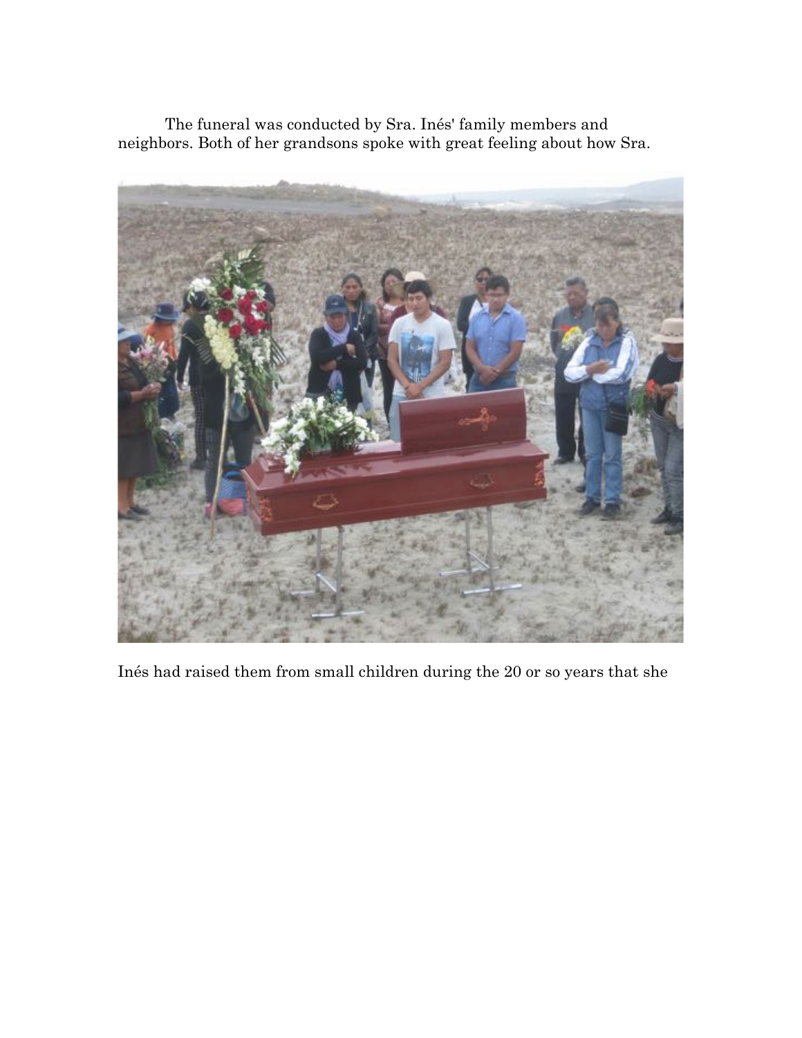The funeral was conducted by Sra. Inés' family members and neighbors. Both of her grandsons spoke with great feeling about how Sra.

Inés had raised them from small children during the 20 or so years that she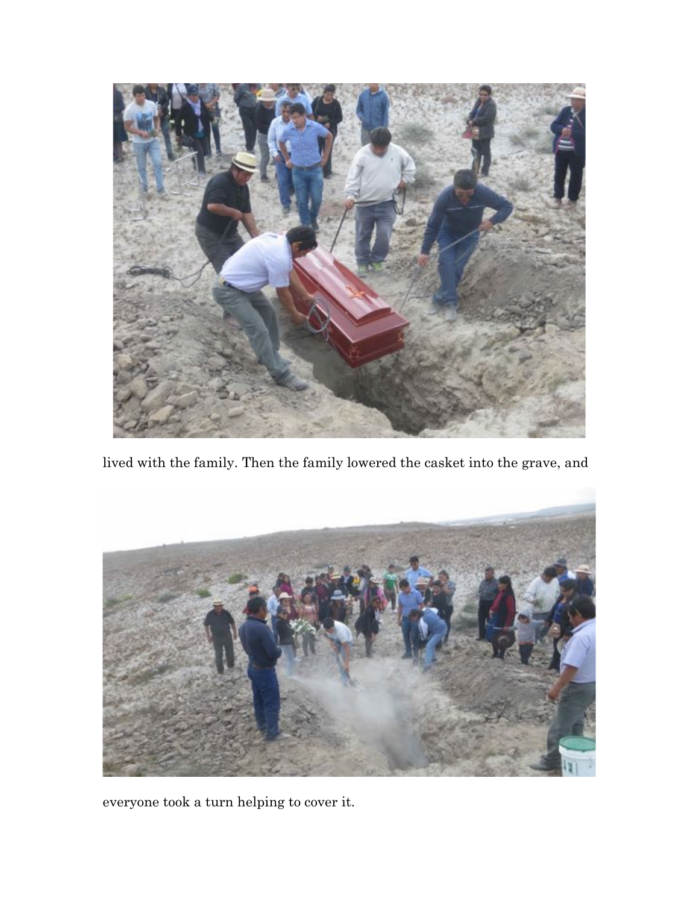lived with the family. Then the family lowered the casket into the grave, and

everyone took a turn helping to cover it.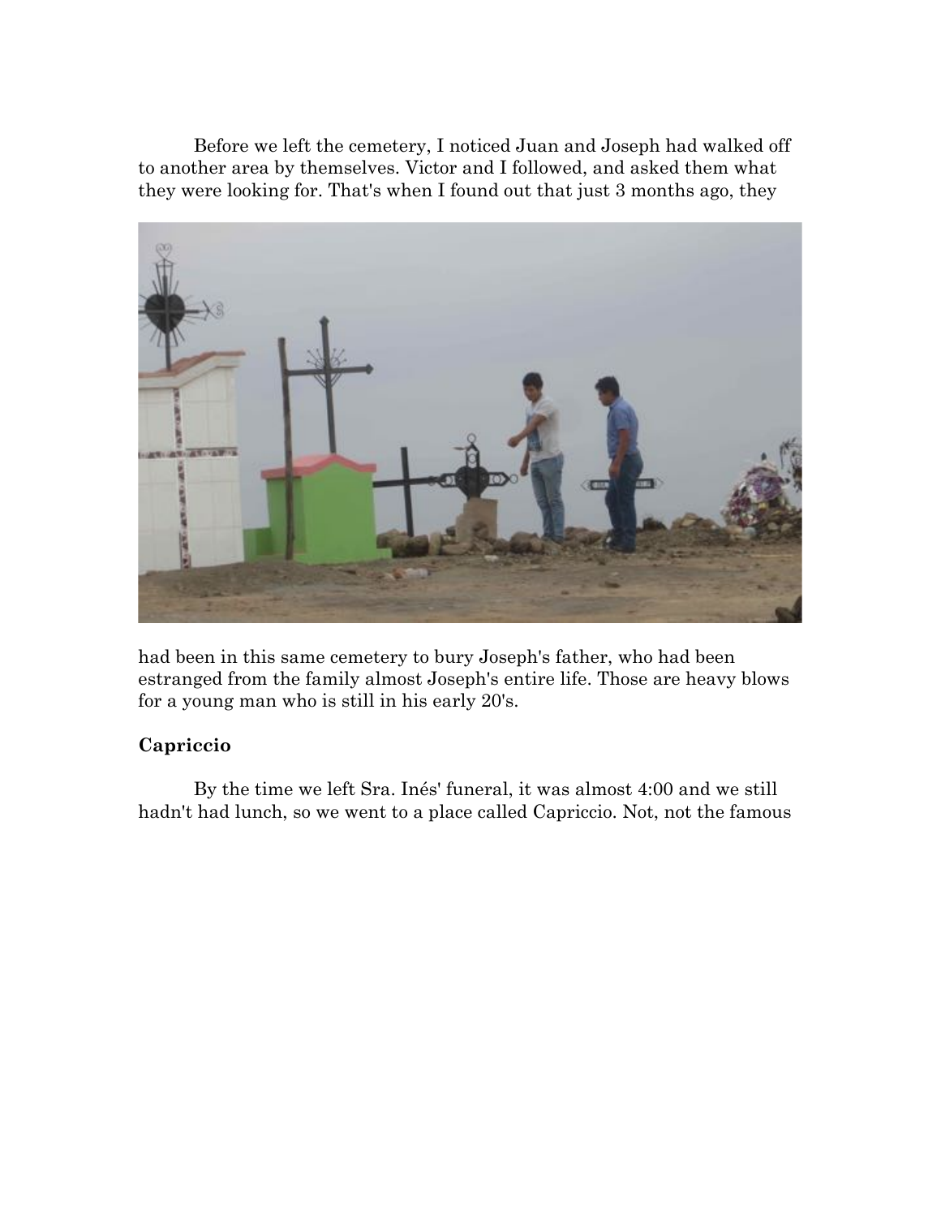Before we left the cemetery, I noticed Juan and Joseph had walked off to another area by themselves. Victor and I followed, and asked them what they were looking for. That's when I found out that just 3 months ago, they had been in this same cemetery to bury Joseph's father, who had been estranged from the family almost Joseph's entire life. Those are heavy blows for a young man who is still in his early 20's.

**Capriccio**

By the time we left Sra. Inés' funeral, it was almost 4:00 and we still hadn't had lunch, so we went to a place called Capriccio. Not, not the famous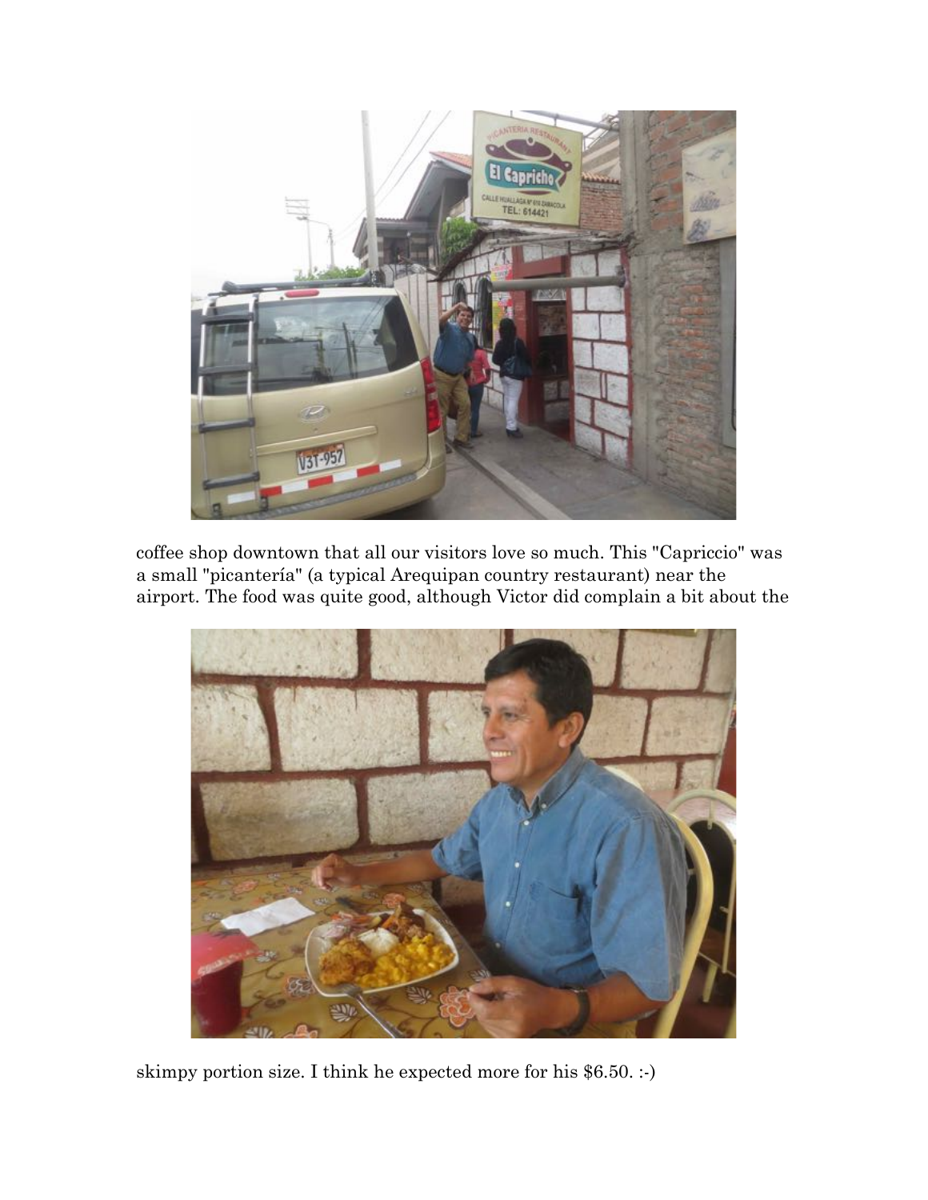coffee shop downtown that all our visitors love so much. This "Capriccio" was a small "picantería" (a typical Arequipan country restaurant) near the airport. The food was quite good, although Victor did complain a bit about the

skimpy portion size. I think he expected more for his $6.50. :-)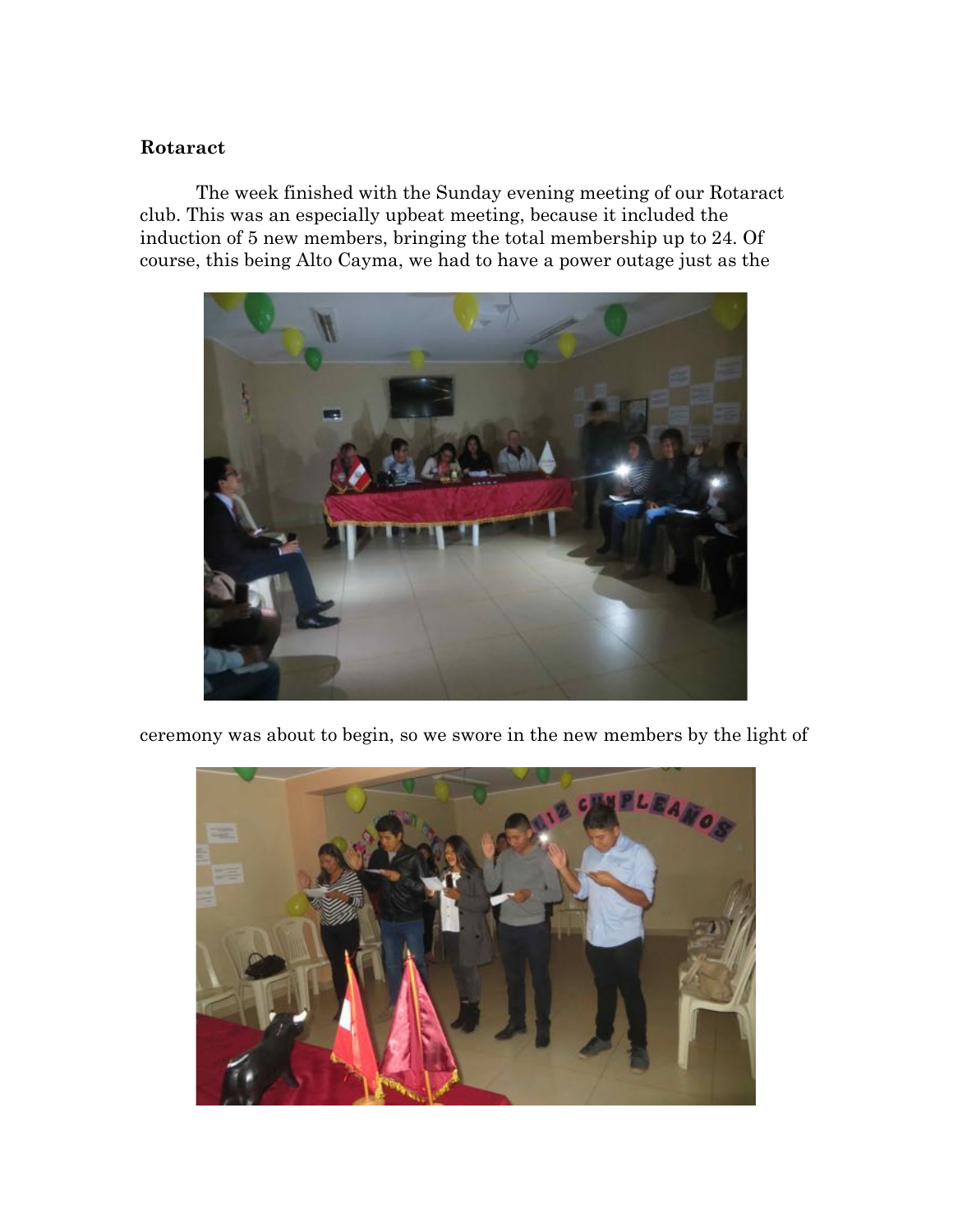**Rotaract**

The week finished with the Sunday evening meeting of our Rotaract club. This was an especially upbeat meeting, because it included the induction of 5 new members, bringing the total membership up to 24. Of course, this being Alto Cayma, we had to have a power outage just as the ceremony was about to begin, so we swore in the new members by the light of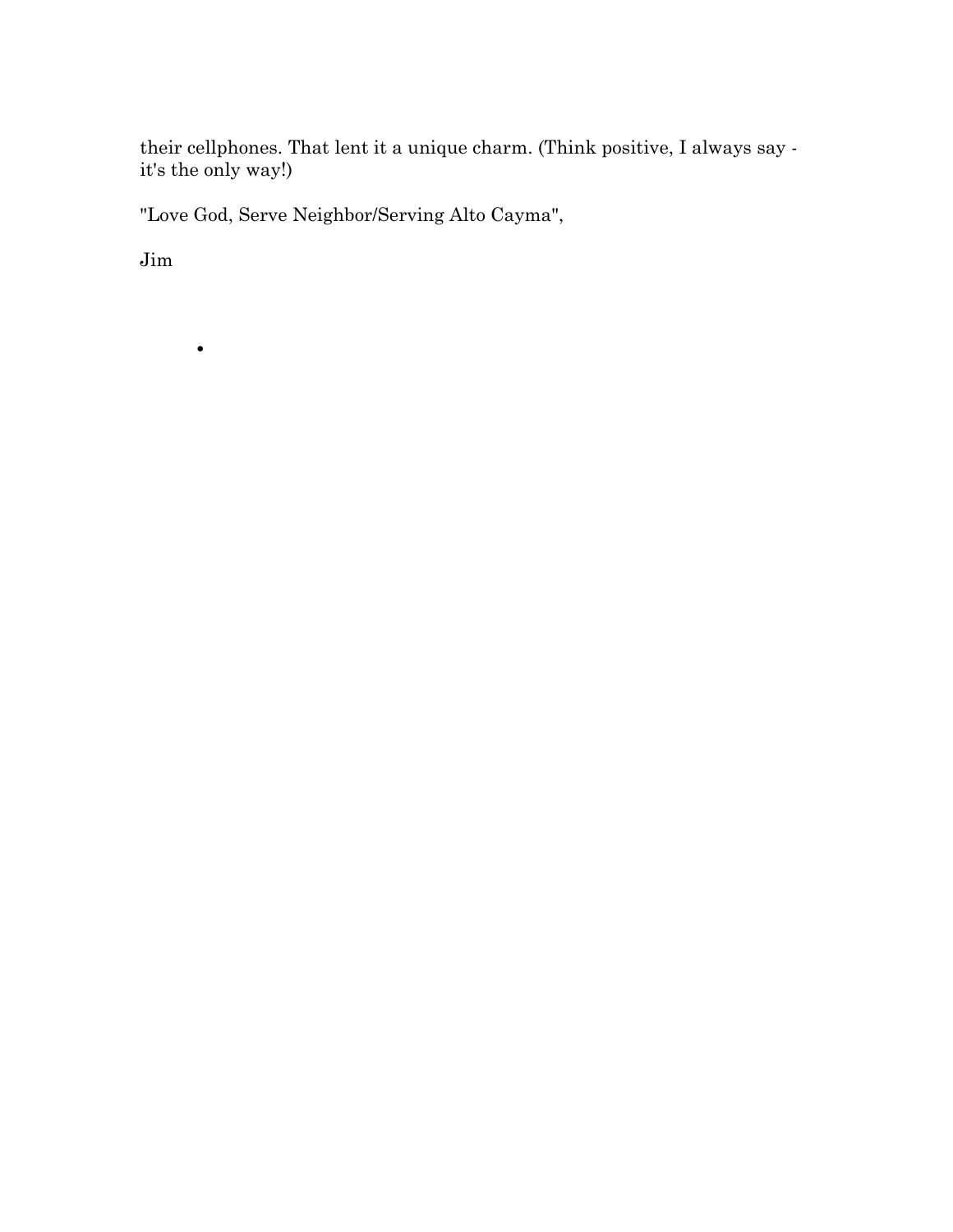their cellphones. That lent it a unique charm. (Think positive, I always say - it's the only way!)

"Love God, Serve Neighbor/Serving Alto Cayma",

Jim

-